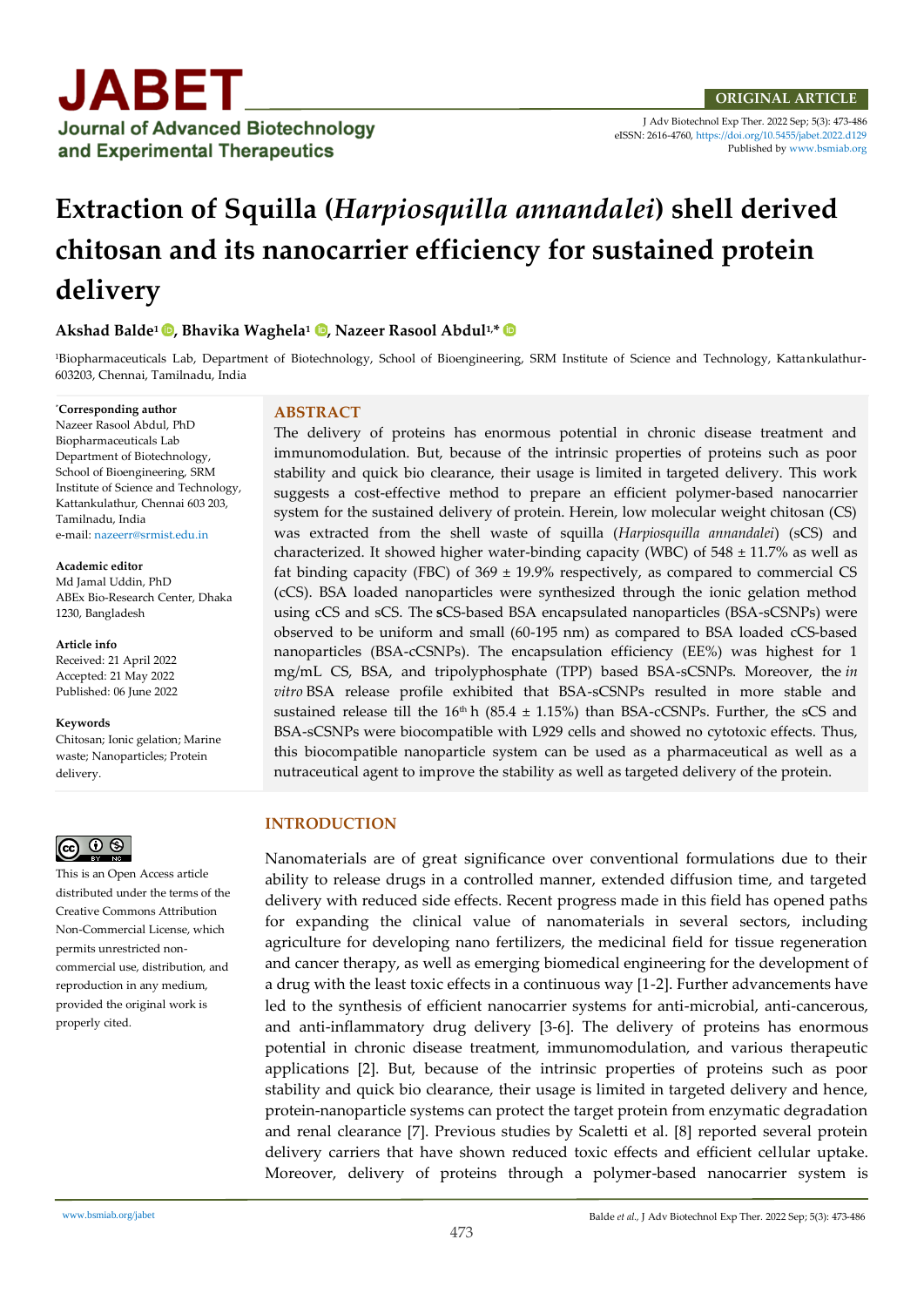JABET
Journal of Advanced Biotechnology and Experimental Therapeutics

ORIGINAL ARTICLE

eISSN: 2616-4760, https://doi.org/10.5455/jabet.2022.d129
Published by www.bsmiab.org

# Extraction of Squilla (*Harpiosquilla annandalei*) shell derived chitosan and its nanocarrier efficiency for sustained protein delivery

**Akshad Balde[1], Bhavika Waghela[1], Nazeer Rasool Abdul[1,*]**

[1]Biopharmaceuticals Lab, Department of Biotechnology, School of Bioengineering, SRM Institute of Science and Technology, Kattankulathur-603203, Chennai, Tamilnadu, India

**\*Corresponding author**
Nazeer Rasool Abdul, PhD
Biopharmaceuticals Lab
Department of Biotechnology, School of Bioengineering, SRM Institute of Science and Technology, Kattankulathur, Chennai 603 203, Tamilnadu, India
e-mail: nazeerr@srmist.edu.in

**Academic editor**
Md Jamal Uddin, PhD
ABEx Bio-Research Center, Dhaka 1230, Bangladesh

**Article info**
Received: 21 April 2022
Accepted: 21 May 2022
Published: 06 June 2022

**Keywords**
Chitosan; Ionic gelation; Marine waste; Nanoparticles; Protein delivery.

This is an Open Access article distributed under the terms of the Creative Commons Attribution Non-Commercial License, which permits unrestricted non-commercial use, distribution, and reproduction in any medium, provided the original work is properly cited.

## ABSTRACT

The delivery of proteins has enormous potential in chronic disease treatment and immunomodulation. But, because of the intrinsic properties of proteins such as poor stability and quick bio clearance, their usage is limited in targeted delivery. This work suggests a cost-effective method to prepare an efficient polymer-based nanocarrier system for the sustained delivery of protein. Herein, low molecular weight chitosan (CS) was extracted from the shell waste of squilla (*Harpiosquilla annandalei*) (sCS) and characterized. It showed higher water-binding capacity (WBC) of 548 ± 11.7% as well as fat binding capacity (FBC) of 369 ± 19.9% respectively, as compared to commercial CS (cCS). BSA loaded nanoparticles were synthesized through the ionic gelation method using cCS and sCS. The **s**CS-based BSA encapsulated nanoparticles (BSA-sCSNPs) were observed to be uniform and small (60-195 nm) as compared to BSA loaded cCS-based nanoparticles (BSA-cCSNPs). The encapsulation efficiency (EE%) was highest for 1 mg/mL CS, BSA, and tripolyphosphate (TPP) based BSA-sCSNPs. Moreover, the *in vitro* BSA release profile exhibited that BSA-sCSNPs resulted in more stable and sustained release till the 16$^{th}$ h (85.4 ± 1.15%) than BSA-cCSNPs. Further, the sCS and BSA-sCSNPs were biocompatible with L929 cells and showed no cytotoxic effects. Thus, this biocompatible nanoparticle system can be used as a pharmaceutical as well as a nutraceutical agent to improve the stability as well as targeted delivery of the protein.

## INTRODUCTION

Nanomaterials are of great significance over conventional formulations due to their ability to release drugs in a controlled manner, extended diffusion time, and targeted delivery with reduced side effects. Recent progress made in this field has opened paths for expanding the clinical value of nanomaterials in several sectors, including agriculture for developing nano fertilizers, the medicinal field for tissue regeneration and cancer therapy, as well as emerging biomedical engineering for the development of a drug with the least toxic effects in a continuous way [1-2]. Further advancements have led to the synthesis of efficient nanocarrier systems for anti-microbial, anti-cancerous, and anti-inflammatory drug delivery [3-6]. The delivery of proteins has enormous potential in chronic disease treatment, immunomodulation, and various therapeutic applications [2]. But, because of the intrinsic properties of proteins such as poor stability and quick bio clearance, their usage is limited in targeted delivery and hence, protein-nanoparticle systems can protect the target protein from enzymatic degradation and renal clearance [7]. Previous studies by Scaletti et al. [8] reported several protein delivery carriers that have shown reduced toxic effects and efficient cellular uptake. Moreover, delivery of proteins through a polymer-based nanocarrier system is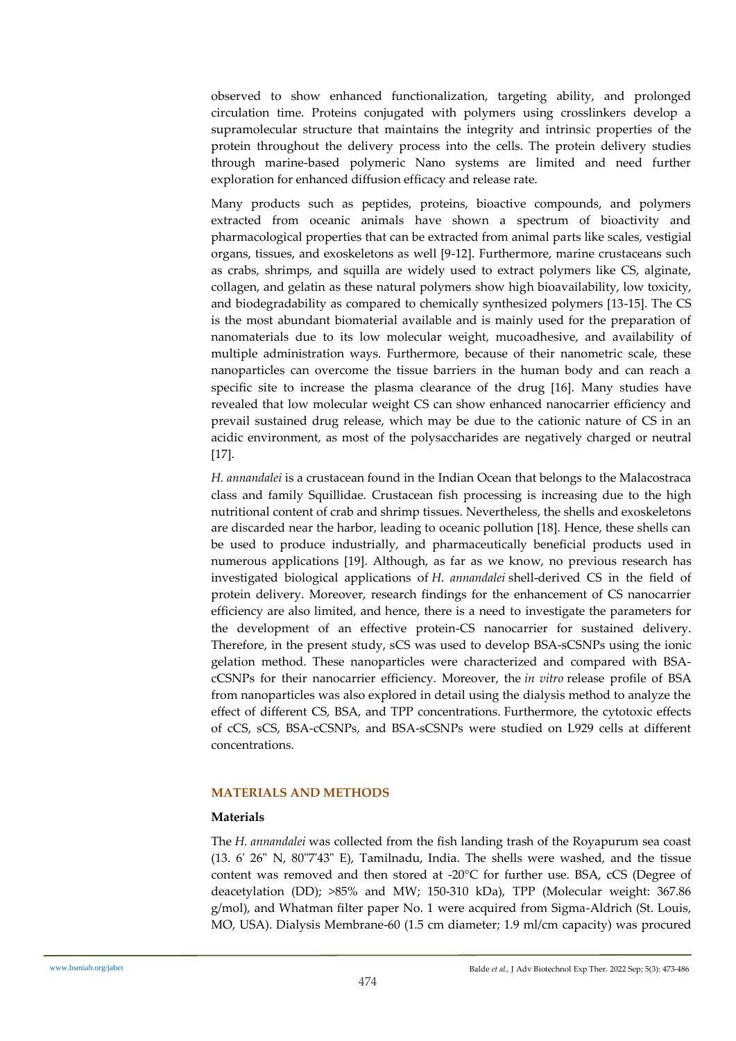observed to show enhanced functionalization, targeting ability, and prolonged circulation time. Proteins conjugated with polymers using crosslinkers develop a supramolecular structure that maintains the integrity and intrinsic properties of the protein throughout the delivery process into the cells. The protein delivery studies through marine-based polymeric Nano systems are limited and need further exploration for enhanced diffusion efficacy and release rate.

Many products such as peptides, proteins, bioactive compounds, and polymers extracted from oceanic animals have shown a spectrum of bioactivity and pharmacological properties that can be extracted from animal parts like scales, vestigial organs, tissues, and exoskeletons as well [9-12]. Furthermore, marine crustaceans such as crabs, shrimps, and squilla are widely used to extract polymers like CS, alginate, collagen, and gelatin as these natural polymers show high bioavailability, low toxicity, and biodegradability as compared to chemically synthesized polymers [13-15]. The CS is the most abundant biomaterial available and is mainly used for the preparation of nanomaterials due to its low molecular weight, mucoadhesive, and availability of multiple administration ways. Furthermore, because of their nanometric scale, these nanoparticles can overcome the tissue barriers in the human body and can reach a specific site to increase the plasma clearance of the drug [16]. Many studies have revealed that low molecular weight CS can show enhanced nanocarrier efficiency and prevail sustained drug release, which may be due to the cationic nature of CS in an acidic environment, as most of the polysaccharides are negatively charged or neutral [17].

*H. annandalei* is a crustacean found in the Indian Ocean that belongs to the Malacostraca class and family Squillidae. Crustacean fish processing is increasing due to the high nutritional content of crab and shrimp tissues. Nevertheless, the shells and exoskeletons are discarded near the harbor, leading to oceanic pollution [18]. Hence, these shells can be used to produce industrially, and pharmaceutically beneficial products used in numerous applications [19]. Although, as far as we know, no previous research has investigated biological applications of *H. annandalei* shell-derived CS in the field of protein delivery. Moreover, research findings for the enhancement of CS nanocarrier efficiency are also limited, and hence, there is a need to investigate the parameters for the development of an effective protein-CS nanocarrier for sustained delivery. Therefore, in the present study, sCS was used to develop BSA-sCSNPs using the ionic gelation method. These nanoparticles were characterized and compared with BSA-cCSNPs for their nanocarrier efficiency. Moreover, the *in vitro* release profile of BSA from nanoparticles was also explored in detail using the dialysis method to analyze the effect of different CS, BSA, and TPP concentrations. Furthermore, the cytotoxic effects of cCS, sCS, BSA-cCSNPs, and BSA-sCSNPs were studied on L929 cells at different concentrations.

## MATERIALS AND METHODS

### Materials

The *H. annandalei* was collected from the fish landing trash of the Royapurum sea coast (13. 6' 26" N, 80"7'43" E), Tamilnadu, India. The shells were washed, and the tissue content was removed and then stored at -20°C for further use. BSA, cCS (Degree of deacetylation (DD); >85% and MW; 150-310 kDa), TPP (Molecular weight: 367.86 g/mol), and Whatman filter paper No. 1 were acquired from Sigma-Aldrich (St. Louis, MO, USA). Dialysis Membrane-60 (1.5 cm diameter; 1.9 ml/cm capacity) was procured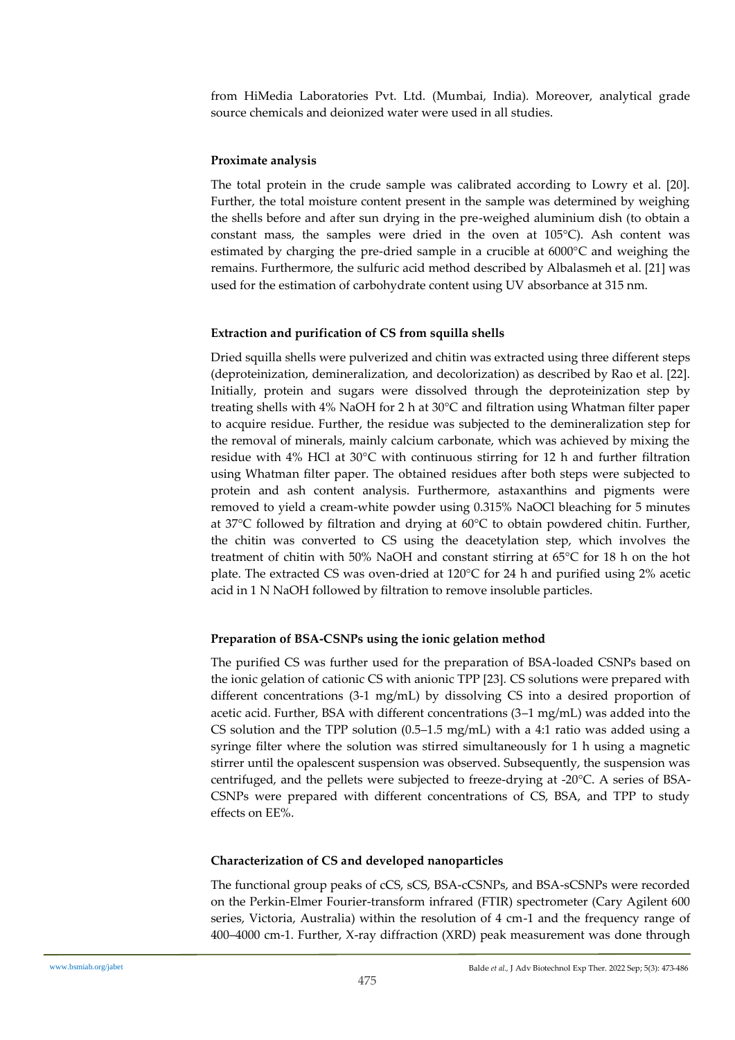from HiMedia Laboratories Pvt. Ltd. (Mumbai, India). Moreover, analytical grade source chemicals and deionized water were used in all studies.

### Proximate analysis

The total protein in the crude sample was calibrated according to Lowry et al. [20]. Further, the total moisture content present in the sample was determined by weighing the shells before and after sun drying in the pre-weighed aluminium dish (to obtain a constant mass, the samples were dried in the oven at 105°C). Ash content was estimated by charging the pre-dried sample in a crucible at 6000°C and weighing the remains. Furthermore, the sulfuric acid method described by Albalasmeh et al. [21] was used for the estimation of carbohydrate content using UV absorbance at 315 nm.

### Extraction and purification of CS from squilla shells

Dried squilla shells were pulverized and chitin was extracted using three different steps (deproteinization, demineralization, and decolorization) as described by Rao et al. [22]. Initially, protein and sugars were dissolved through the deproteinization step by treating shells with 4% NaOH for 2 h at 30°C and filtration using Whatman filter paper to acquire residue. Further, the residue was subjected to the demineralization step for the removal of minerals, mainly calcium carbonate, which was achieved by mixing the residue with 4% HCl at 30°C with continuous stirring for 12 h and further filtration using Whatman filter paper. The obtained residues after both steps were subjected to protein and ash content analysis. Furthermore, astaxanthins and pigments were removed to yield a cream-white powder using 0.315% NaOCl bleaching for 5 minutes at 37°C followed by filtration and drying at 60°C to obtain powdered chitin. Further, the chitin was converted to CS using the deacetylation step, which involves the treatment of chitin with 50% NaOH and constant stirring at 65°C for 18 h on the hot plate. The extracted CS was oven-dried at 120°C for 24 h and purified using 2% acetic acid in 1 N NaOH followed by filtration to remove insoluble particles.

### Preparation of BSA-CSNPs using the ionic gelation method

The purified CS was further used for the preparation of BSA-loaded CSNPs based on the ionic gelation of cationic CS with anionic TPP [23]. CS solutions were prepared with different concentrations (3-1 mg/mL) by dissolving CS into a desired proportion of acetic acid. Further, BSA with different concentrations (3–1 mg/mL) was added into the CS solution and the TPP solution (0.5–1.5 mg/mL) with a 4:1 ratio was added using a syringe filter where the solution was stirred simultaneously for 1 h using a magnetic stirrer until the opalescent suspension was observed. Subsequently, the suspension was centrifuged, and the pellets were subjected to freeze-drying at -20°C. A series of BSA-CSNPs were prepared with different concentrations of CS, BSA, and TPP to study effects on EE%.

### Characterization of CS and developed nanoparticles

The functional group peaks of cCS, sCS, BSA-cCSNPs, and BSA-sCSNPs were recorded on the Perkin-Elmer Fourier-transform infrared (FTIR) spectrometer (Cary Agilent 600 series, Victoria, Australia) within the resolution of 4 cm-1 and the frequency range of 400–4000 cm-1. Further, X-ray diffraction (XRD) peak measurement was done through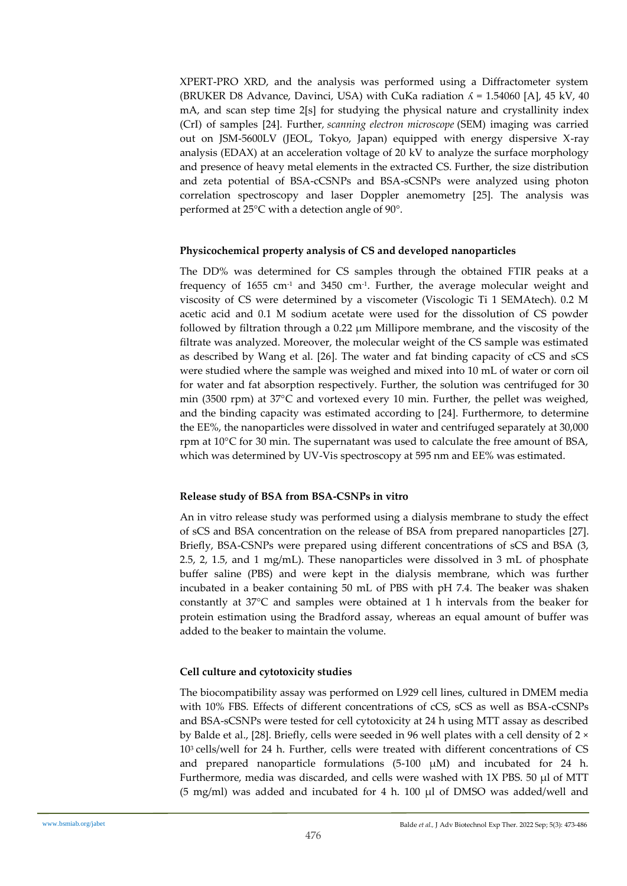XPERT-PRO XRD, and the analysis was performed using a Diffractometer system (BRUKER D8 Advance, Davinci, USA) with CuKa radiation ʎ = 1.54060 [A], 45 kV, 40 mA, and scan step time 2[s] for studying the physical nature and crystallinity index (CrI) of samples [24]. Further, *scanning electron microscope* (SEM) imaging was carried out on JSM-5600LV (JEOL, Tokyo, Japan) equipped with energy dispersive X-ray analysis (EDAX) at an acceleration voltage of 20 kV to analyze the surface morphology and presence of heavy metal elements in the extracted CS. Further, the size distribution and zeta potential of BSA-cCSNPs and BSA-sCSNPs were analyzed using photon correlation spectroscopy and laser Doppler anemometry [25]. The analysis was performed at 25°C with a detection angle of 90°.

### Physicochemical property analysis of CS and developed nanoparticles

The DD% was determined for CS samples through the obtained FTIR peaks at a frequency of 1655 $cm^{-1}$ and 3450 $cm^{-1}$. Further, the average molecular weight and viscosity of CS were determined by a viscometer (Viscologic Ti 1 SEMAtech). 0.2 M acetic acid and 0.1 M sodium acetate were used for the dissolution of CS powder followed by filtration through a 0.22 μm Millipore membrane, and the viscosity of the filtrate was analyzed. Moreover, the molecular weight of the CS sample was estimated as described by Wang et al. [26]. The water and fat binding capacity of cCS and sCS were studied where the sample was weighed and mixed into 10 mL of water or corn oil for water and fat absorption respectively. Further, the solution was centrifuged for 30 min (3500 rpm) at 37°C and vortexed every 10 min. Further, the pellet was weighed, and the binding capacity was estimated according to [24]. Furthermore, to determine the EE%, the nanoparticles were dissolved in water and centrifuged separately at 30,000 rpm at 10°C for 30 min. The supernatant was used to calculate the free amount of BSA, which was determined by UV-Vis spectroscopy at 595 nm and EE% was estimated.

### Release study of BSA from BSA-CSNPs in vitro

An in vitro release study was performed using a dialysis membrane to study the effect of sCS and BSA concentration on the release of BSA from prepared nanoparticles [27]. Briefly, BSA-CSNPs were prepared using different concentrations of sCS and BSA (3, 2.5, 2, 1.5, and 1 mg/mL). These nanoparticles were dissolved in 3 mL of phosphate buffer saline (PBS) and were kept in the dialysis membrane, which was further incubated in a beaker containing 50 mL of PBS with pH 7.4. The beaker was shaken constantly at 37°C and samples were obtained at 1 h intervals from the beaker for protein estimation using the Bradford assay, whereas an equal amount of buffer was added to the beaker to maintain the volume.

### Cell culture and cytotoxicity studies

The biocompatibility assay was performed on L929 cell lines, cultured in DMEM media with 10% FBS. Effects of different concentrations of cCS, sCS as well as BSA-cCSNPs and BSA-sCSNPs were tested for cell cytotoxicity at 24 h using MTT assay as described by Balde et al., [28]. Briefly, cells were seeded in 96 well plates with a cell density of $2 \times 10^3$ cells/well for 24 h. Further, cells were treated with different concentrations of CS and prepared nanoparticle formulations (5-100 μM) and incubated for 24 h. Furthermore, media was discarded, and cells were washed with 1X PBS. 50 μl of MTT (5 mg/ml) was added and incubated for 4 h. 100 μl of DMSO was added/well and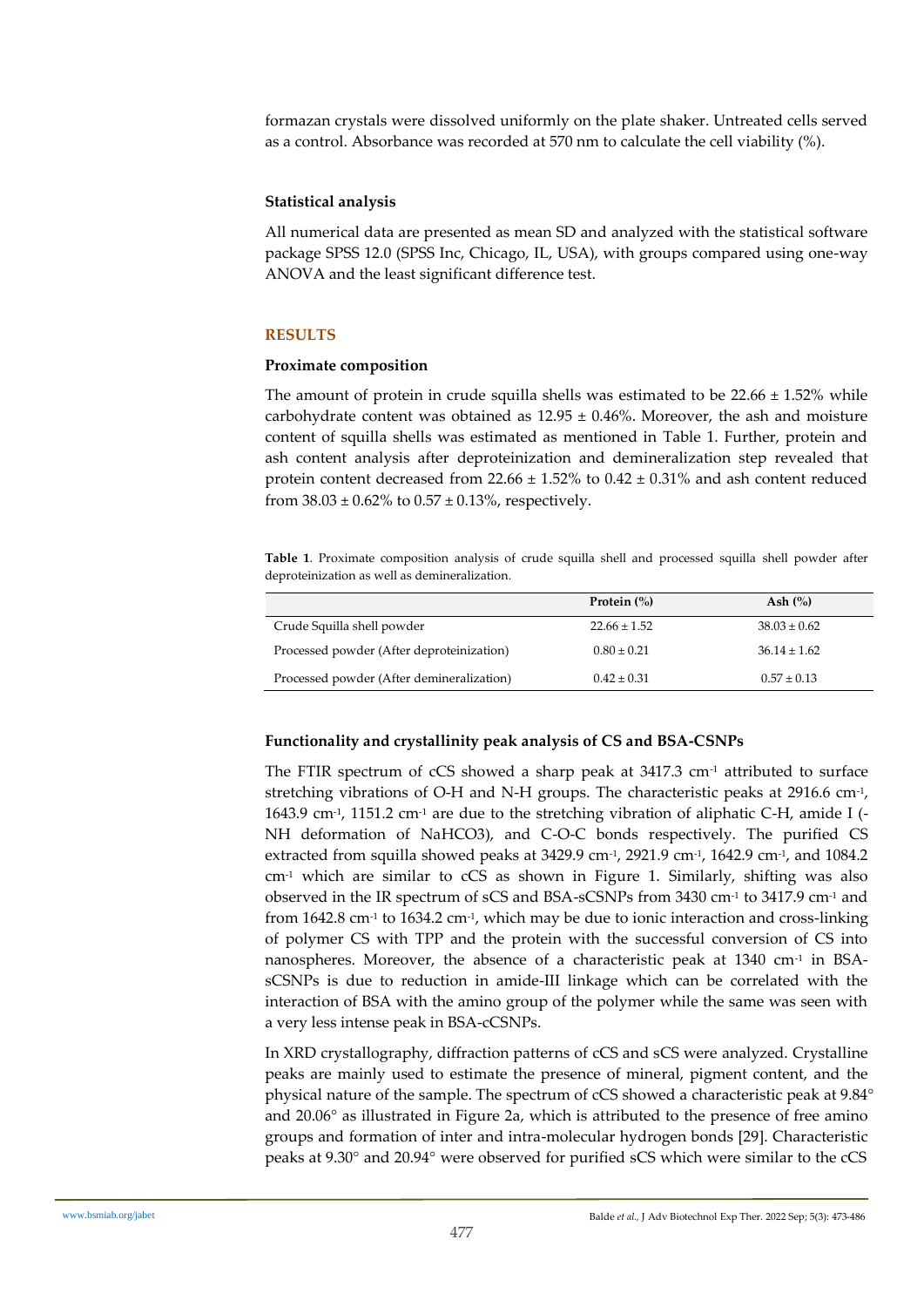formazan crystals were dissolved uniformly on the plate shaker. Untreated cells served as a control. Absorbance was recorded at 570 nm to calculate the cell viability (%).

### Statistical analysis

All numerical data are presented as mean SD and analyzed with the statistical software package SPSS 12.0 (SPSS Inc, Chicago, IL, USA), with groups compared using one-way ANOVA and the least significant difference test.

## RESULTS

### Proximate composition

The amount of protein in crude squilla shells was estimated to be 22.66 ± 1.52% while carbohydrate content was obtained as 12.95 ± 0.46%. Moreover, the ash and moisture content of squilla shells was estimated as mentioned in Table 1. Further, protein and ash content analysis after deproteinization and demineralization step revealed that protein content decreased from 22.66 ± 1.52% to 0.42 ± 0.31% and ash content reduced from 38.03 ± 0.62% to 0.57 ± 0.13%, respectively.

**Table 1**. Proximate composition analysis of crude squilla shell and processed squilla shell powder after deproteinization as well as demineralization.

| | Protein (%) | Ash (%) |
|---|---|---|
| Crude Squilla shell powder | 22.66 ± 1.52 | 38.03 ± 0.62 |
| Processed powder (After deproteinization) | 0.80 ± 0.21 | 36.14 ± 1.62 |
| Processed powder (After demineralization) | 0.42 ± 0.31 | 0.57 ± 0.13 |

### Functionality and crystallinity peak analysis of CS and BSA-CSNPs

The FTIR spectrum of cCS showed a sharp peak at 3417.3 $cm^{-1}$ attributed to surface stretching vibrations of O-H and N-H groups. The characteristic peaks at 2916.6 $cm^{-1}$, 1643.9 $cm^{-1}$, 1151.2 $cm^{-1}$ are due to the stretching vibration of aliphatic C-H, amide I (-NH deformation of $NaHCO_3$), and C-O-C bonds respectively. The purified CS extracted from squilla showed peaks at 3429.9 $cm^{-1}$, 2921.9 $cm^{-1}$, 1642.9 $cm^{-1}$, and 1084.2 $cm^{-1}$ which are similar to cCS as shown in Figure 1. Similarly, shifting was also observed in the IR spectrum of sCS and BSA-sCSNPs from 3430 $cm^{-1}$ to 3417.9 $cm^{-1}$ and from 1642.8 $cm^{-1}$ to 1634.2 $cm^{-1}$, which may be due to ionic interaction and cross-linking of polymer CS with TPP and the protein with the successful conversion of CS into nanospheres. Moreover, the absence of a characteristic peak at 1340 $cm^{-1}$ in BSA-sCSNPs is due to reduction in amide-III linkage which can be correlated with the interaction of BSA with the amino group of the polymer while the same was seen with a very less intense peak in BSA-cCSNPs.

In XRD crystallography, diffraction patterns of cCS and sCS were analyzed. Crystalline peaks are mainly used to estimate the presence of mineral, pigment content, and the physical nature of the sample. The spectrum of cCS showed a characteristic peak at 9.84° and 20.06° as illustrated in Figure 2a, which is attributed to the presence of free amino groups and formation of inter and intra-molecular hydrogen bonds [29]. Characteristic peaks at 9.30° and 20.94° were observed for purified sCS which were similar to the cCS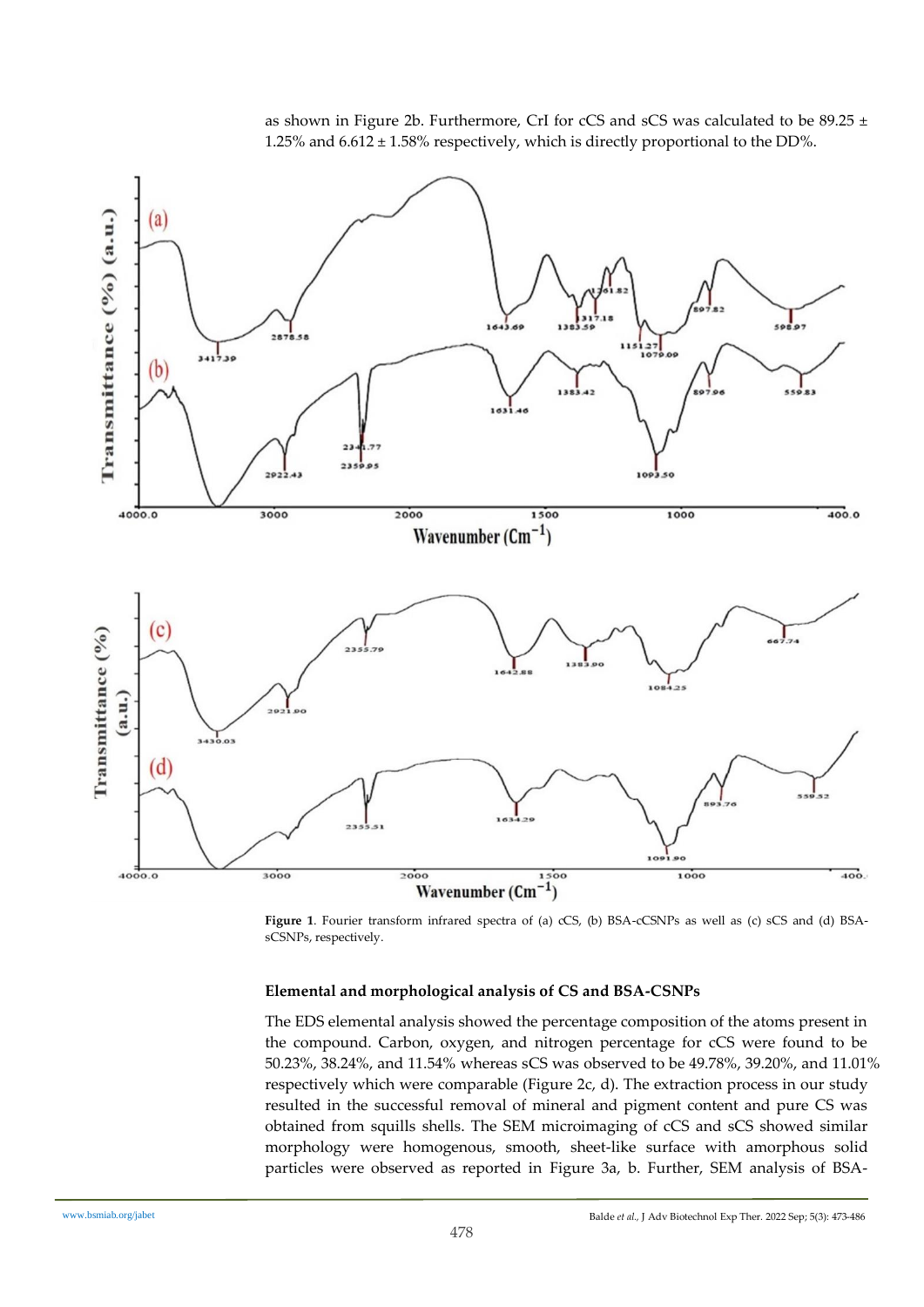as shown in Figure 2b. Furthermore, CrI for cCS and sCS was calculated to be 89.25 ± 1.25% and 6.612 ± 1.58% respectively, which is directly proportional to the DD%.

**Figure 1**. Fourier transform infrared spectra of (a) cCS, (b) BSA-cCSNPs as well as (c) sCS and (d) BSA-sCSNPs, respectively.

### Elemental and morphological analysis of CS and BSA-CSNPs

The EDS elemental analysis showed the percentage composition of the atoms present in the compound. Carbon, oxygen, and nitrogen percentage for cCS were found to be 50.23%, 38.24%, and 11.54% whereas sCS was observed to be 49.78%, 39.20%, and 11.01% respectively which were comparable (Figure 2c, d). The extraction process in our study resulted in the successful removal of mineral and pigment content and pure CS was obtained from squills shells. The SEM microimaging of cCS and sCS showed similar morphology were homogenous, smooth, sheet-like surface with amorphous solid particles were observed as reported in Figure 3a, b. Further, SEM analysis of BSA-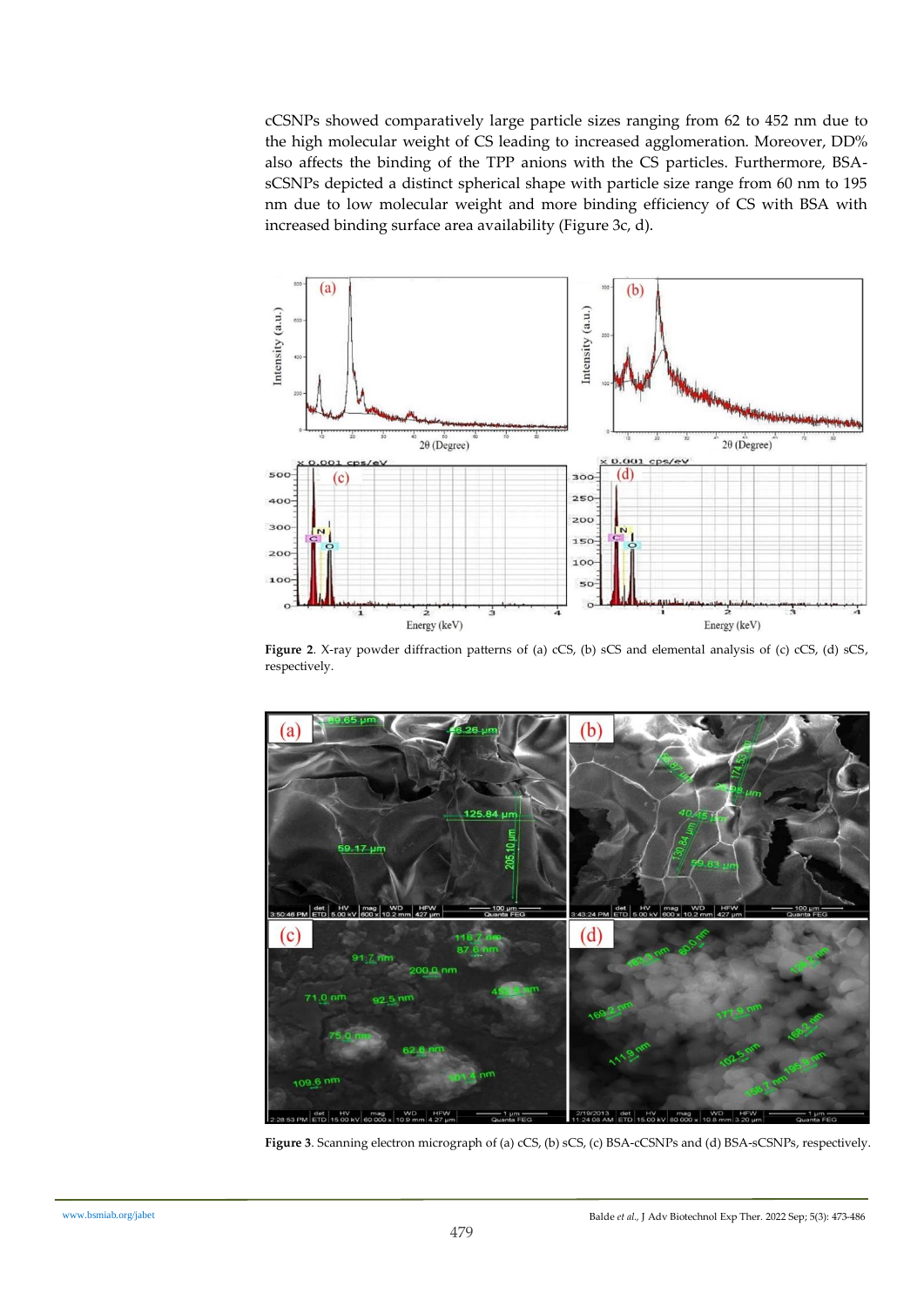cCSNPs showed comparatively large particle sizes ranging from 62 to 452 nm due to the high molecular weight of CS leading to increased agglomeration. Moreover, DD% also affects the binding of the TPP anions with the CS particles. Furthermore, BSA-sCSNPs depicted a distinct spherical shape with particle size range from 60 nm to 195 nm due to low molecular weight and more binding efficiency of CS with BSA with increased binding surface area availability (Figure 3c, d).

**Figure 2**. X-ray powder diffraction patterns of (a) cCS, (b) sCS and elemental analysis of (c) cCS, (d) sCS, respectively.

**Figure 3**. Scanning electron micrograph of (a) cCS, (b) sCS, (c) BSA-cCSNPs and (d) BSA-sCSNPs, respectively.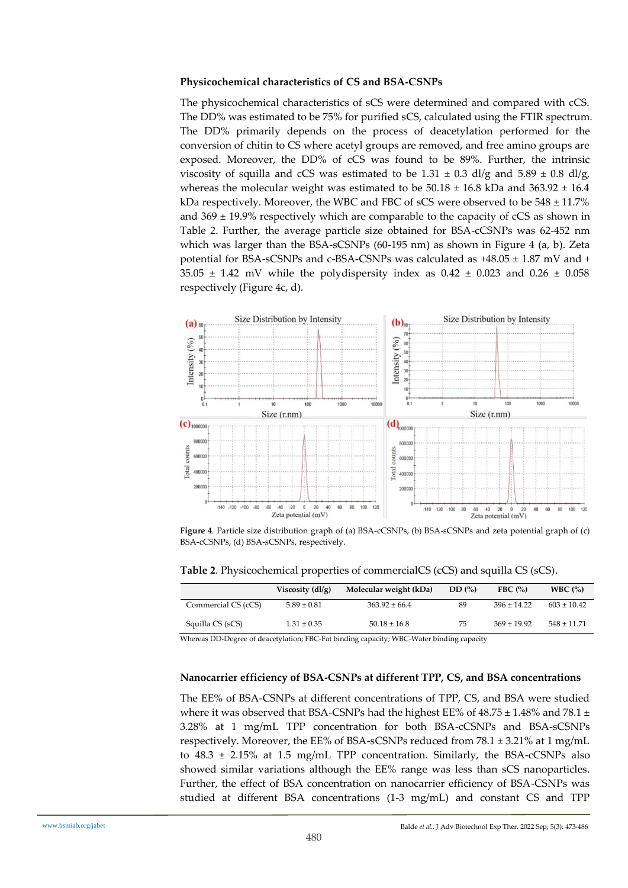### Physicochemical characteristics of CS and BSA-CSNPs

The physicochemical characteristics of sCS were determined and compared with cCS. The DD% was estimated to be 75% for purified sCS, calculated using the FTIR spectrum. The DD% primarily depends on the process of deacetylation performed for the conversion of chitin to CS where acetyl groups are removed, and free amino groups are exposed. Moreover, the DD% of cCS was found to be 89%. Further, the intrinsic viscosity of squilla and cCS was estimated to be 1.31 ± 0.3 dl/g and 5.89 ± 0.8 dl/g, whereas the molecular weight was estimated to be 50.18 ± 16.8 kDa and 363.92 ± 16.4 kDa respectively. Moreover, the WBC and FBC of sCS were observed to be 548 ± 11.7% and 369 ± 19.9% respectively which are comparable to the capacity of cCS as shown in Table 2. Further, the average particle size obtained for BSA-cCSNPs was 62-452 nm which was larger than the BSA-sCSNPs (60-195 nm) as shown in Figure 4 (a, b). Zeta potential for BSA-sCSNPs and c-BSA-CSNPs was calculated as +48.05 ± 1.87 mV and + 35.05 ± 1.42 mV while the polydispersity index as 0.42 ± 0.023 and 0.26 ± 0.058 respectively (Figure 4c, d).

**Figure 4**. Particle size distribution graph of (a) BSA-cCSNPs, (b) BSA-sCSNPs and zeta potential graph of (c) BSA-cCSNPs, (d) BSA-sCSNPs, respectively.

**Table 2**. Physicochemical properties of commercialCS (cCS) and squilla CS (sCS).

| | Viscosity (dl/g) | Molecular weight (kDa) | DD (%) | FBC (%) | WBC (%) |
|---|---|---|---|---|---|
| Commercial CS (cCS) | 5.89 ± 0.81 | 363.92 ± 66.4 | 89 | 396 ± 14.22 | 603 ± 10.42 |
| Squilla CS (sCS) | 1.31 ± 0.35 | 50.18 ± 16.8 | 75 | 369 ± 19.92 | 548 ± 11.71 |

Whereas DD-Degree of deacetylation; FBC-Fat binding capacity; WBC-Water binding capacity

### Nanocarrier efficiency of BSA-CSNPs at different TPP, CS, and BSA concentrations

The EE% of BSA-CSNPs at different concentrations of TPP, CS, and BSA were studied where it was observed that BSA-CSNPs had the highest EE% of 48.75 ± 1.48% and 78.1 ± 3.28% at 1 mg/mL TPP concentration for both BSA-cCSNPs and BSA-sCSNPs respectively. Moreover, the EE% of BSA-sCSNPs reduced from 78.1 ± 3.21% at 1 mg/mL to 48.3 ± 2.15% at 1.5 mg/mL TPP concentration. Similarly, the BSA-cCSNPs also showed similar variations although the EE% range was less than sCS nanoparticles. Further, the effect of BSA concentration on nanocarrier efficiency of BSA-CSNPs was studied at different BSA concentrations (1-3 mg/mL) and constant CS and TPP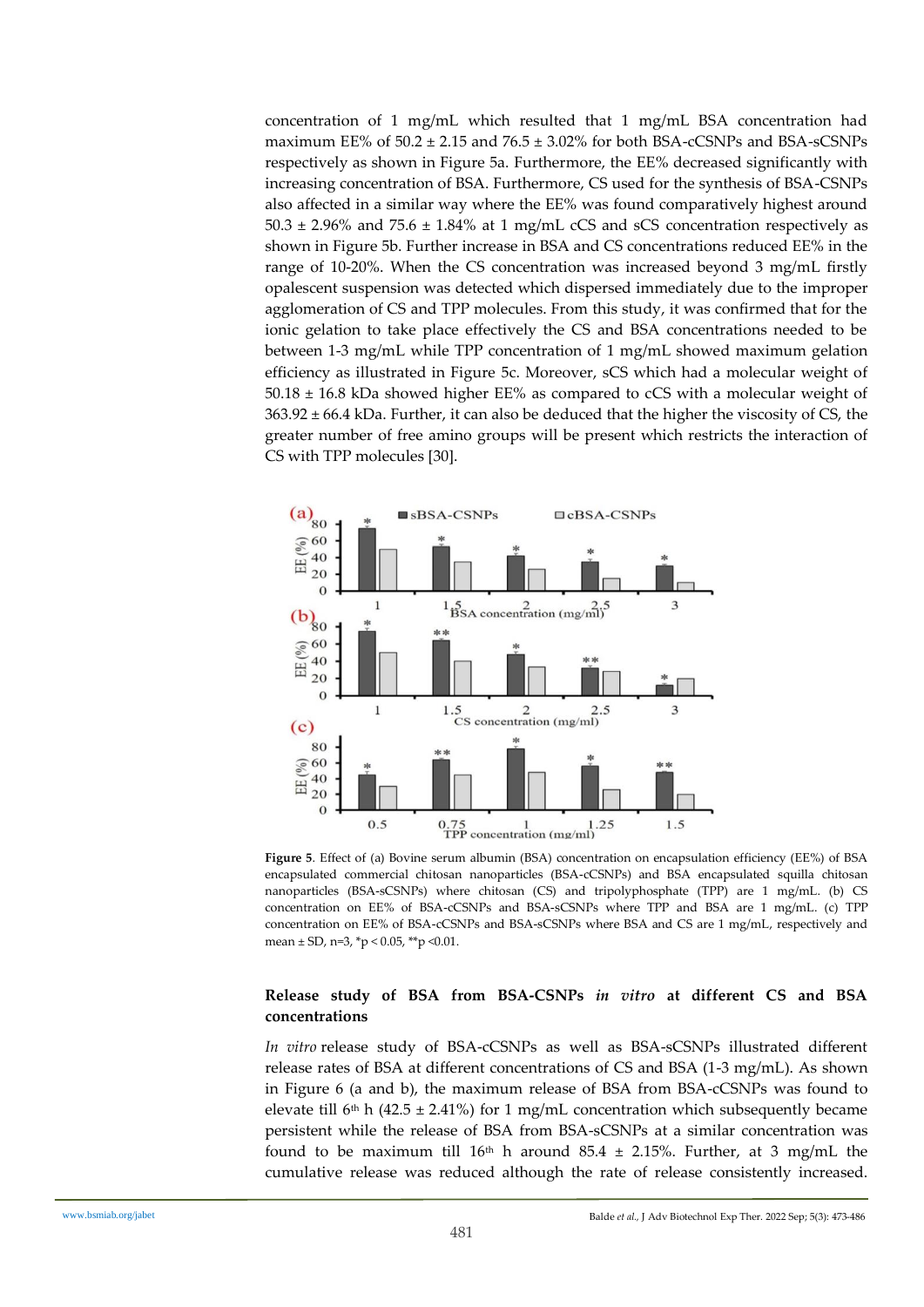concentration of 1 mg/mL which resulted that 1 mg/mL BSA concentration had maximum EE% of 50.2 ± 2.15 and 76.5 ± 3.02% for both BSA-cCSNPs and BSA-sCSNPs respectively as shown in Figure 5a. Furthermore, the EE% decreased significantly with increasing concentration of BSA. Furthermore, CS used for the synthesis of BSA-CSNPs also affected in a similar way where the EE% was found comparatively highest around 50.3 ± 2.96% and 75.6 ± 1.84% at 1 mg/mL cCS and sCS concentration respectively as shown in Figure 5b. Further increase in BSA and CS concentrations reduced EE% in the range of 10-20%. When the CS concentration was increased beyond 3 mg/mL firstly opalescent suspension was detected which dispersed immediately due to the improper agglomeration of CS and TPP molecules. From this study, it was confirmed that for the ionic gelation to take place effectively the CS and BSA concentrations needed to be between 1-3 mg/mL while TPP concentration of 1 mg/mL showed maximum gelation efficiency as illustrated in Figure 5c. Moreover, sCS which had a molecular weight of 50.18 ± 16.8 kDa showed higher EE% as compared to cCS with a molecular weight of 363.92 ± 66.4 kDa. Further, it can also be deduced that the higher the viscosity of CS, the greater number of free amino groups will be present which restricts the interaction of CS with TPP molecules [30].

**Figure 5**. Effect of (a) Bovine serum albumin (BSA) concentration on encapsulation efficiency (EE%) of BSA encapsulated commercial chitosan nanoparticles (BSA-cCSNPs) and BSA encapsulated squilla chitosan nanoparticles (BSA-sCSNPs) where chitosan (CS) and tripolyphosphate (TPP) are 1 mg/mL. (b) CS concentration on EE% of BSA-cCSNPs and BSA-sCSNPs where TPP and BSA are 1 mg/mL. (c) TPP concentration on EE% of BSA-cCSNPs and BSA-sCSNPs where BSA and CS are 1 mg/mL, respectively and mean ± SD, n=3, *p < 0.05, **p <0.01.

### Release study of BSA from BSA-CSNPs *in vitro* at different CS and BSA concentrations

*In vitro* release study of BSA-cCSNPs as well as BSA-sCSNPs illustrated different release rates of BSA at different concentrations of CS and BSA (1-3 mg/mL). As shown in Figure 6 (a and b), the maximum release of BSA from BSA-cCSNPs was found to elevate till 6th h (42.5 ± 2.41%) for 1 mg/mL concentration which subsequently became persistent while the release of BSA from BSA-sCSNPs at a similar concentration was found to be maximum till 16th h around 85.4 ± 2.15%. Further, at 3 mg/mL the cumulative release was reduced although the rate of release consistently increased.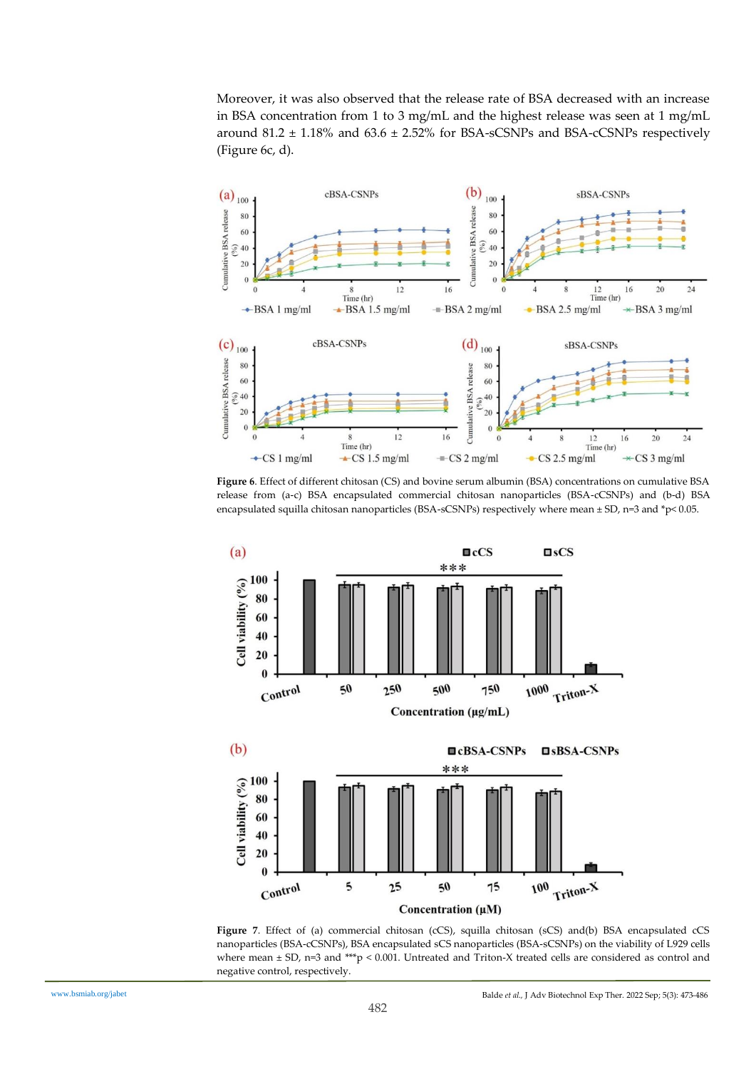Moreover, it was also observed that the release rate of BSA decreased with an increase in BSA concentration from 1 to 3 mg/mL and the highest release was seen at 1 mg/mL around 81.2 ± 1.18% and 63.6 ± 2.52% for BSA-sCSNPs and BSA-cCSNPs respectively (Figure 6c, d).

**Figure 6**. Effect of different chitosan (CS) and bovine serum albumin (BSA) concentrations on cumulative BSA release from (a-c) BSA encapsulated commercial chitosan nanoparticles (BSA-cCSNPs) and (b-d) BSA encapsulated squilla chitosan nanoparticles (BSA-sCSNPs) respectively where mean ± SD, n=3 and *$p < 0.05$.

**Figure 7**. Effect of (a) commercial chitosan (cCS), squilla chitosan (sCS) and(b) BSA encapsulated cCS nanoparticles (BSA-cCSNPs), BSA encapsulated sCS nanoparticles (BSA-sCSNPs) on the viability of L929 cells where mean ± SD, n=3 and ***$p < 0.001$. Untreated and Triton-X treated cells are considered as control and negative control, respectively.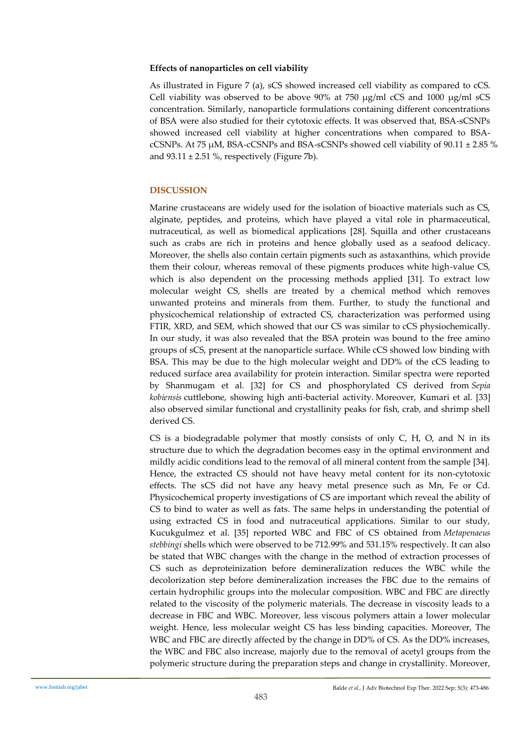### Effects of nanoparticles on cell viability

As illustrated in Figure 7 (a), sCS showed increased cell viability as compared to cCS. Cell viability was observed to be above 90% at 750 μg/ml cCS and 1000 μg/ml sCS concentration. Similarly, nanoparticle formulations containing different concentrations of BSA were also studied for their cytotoxic effects. It was observed that, BSA-sCSNPs showed increased cell viability at higher concentrations when compared to BSA-cCSNPs. At 75 μM, BSA-cCSNPs and BSA-sCSNPs showed cell viability of 90.11 ± 2.85 % and 93.11 ± 2.51 %, respectively (Figure 7b).

## DISCUSSION

Marine crustaceans are widely used for the isolation of bioactive materials such as CS, alginate, peptides, and proteins, which have played a vital role in pharmaceutical, nutraceutical, as well as biomedical applications [28]. Squilla and other crustaceans such as crabs are rich in proteins and hence globally used as a seafood delicacy. Moreover, the shells also contain certain pigments such as astaxanthins, which provide them their colour, whereas removal of these pigments produces white high-value CS, which is also dependent on the processing methods applied [31]. To extract low molecular weight CS, shells are treated by a chemical method which removes unwanted proteins and minerals from them. Further, to study the functional and physicochemical relationship of extracted CS, characterization was performed using FTIR, XRD, and SEM, which showed that our CS was similar to cCS physiochemically. In our study, it was also revealed that the BSA protein was bound to the free amino groups of sCS, present at the nanoparticle surface. While cCS showed low binding with BSA. This may be due to the high molecular weight and DD% of the cCS leading to reduced surface area availability for protein interaction. Similar spectra were reported by Shanmugam et al. [32] for CS and phosphorylated CS derived from *Sepia kobiensis* cuttlebone, showing high anti-bacterial activity. Moreover, Kumari et al. [33] also observed similar functional and crystallinity peaks for fish, crab, and shrimp shell derived CS.

CS is a biodegradable polymer that mostly consists of only C, H, O, and N in its structure due to which the degradation becomes easy in the optimal environment and mildly acidic conditions lead to the removal of all mineral content from the sample [34]. Hence, the extracted CS should not have heavy metal content for its non-cytotoxic effects. The sCS did not have any heavy metal presence such as Mn, Fe or Cd. Physicochemical property investigations of CS are important which reveal the ability of CS to bind to water as well as fats. The same helps in understanding the potential of using extracted CS in food and nutraceutical applications. Similar to our study, Kucukgulmez et al. [35] reported WBC and FBC of CS obtained from *Metapenaeus stebbingi* shells which were observed to be 712.99% and 531.15% respectively. It can also be stated that WBC changes with the change in the method of extraction processes of CS such as deproteinization before demineralization reduces the WBC while the decolorization step before demineralization increases the FBC due to the remains of certain hydrophilic groups into the molecular composition. WBC and FBC are directly related to the viscosity of the polymeric materials. The decrease in viscosity leads to a decrease in FBC and WBC. Moreover, less viscous polymers attain a lower molecular weight. Hence, less molecular weight CS has less binding capacities. Moreover, The WBC and FBC are directly affected by the change in DD% of CS. As the DD% increases, the WBC and FBC also increase, majorly due to the removal of acetyl groups from the polymeric structure during the preparation steps and change in crystallinity. Moreover,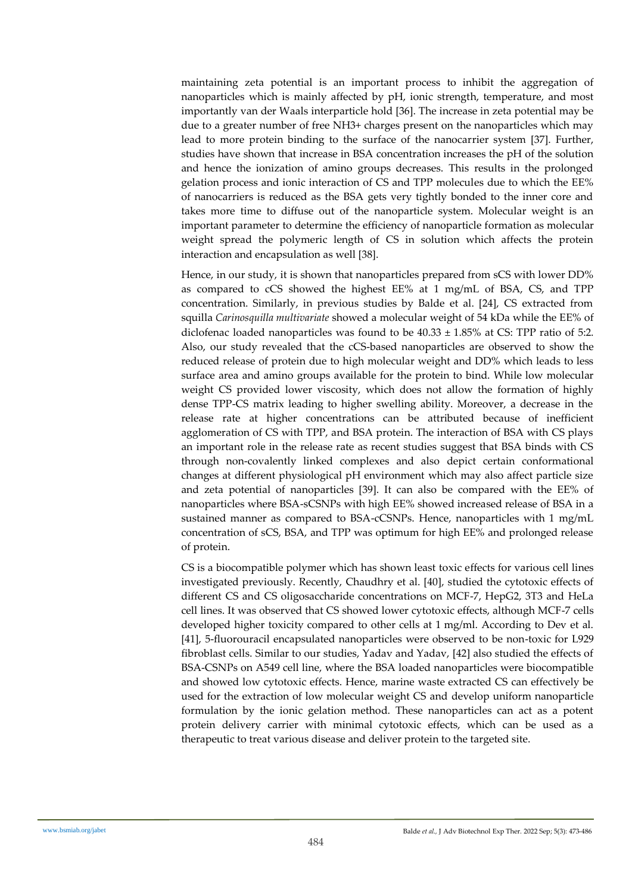maintaining zeta potential is an important process to inhibit the aggregation of nanoparticles which is mainly affected by pH, ionic strength, temperature, and most importantly van der Waals interparticle hold [36]. The increase in zeta potential may be due to a greater number of free $NH_3^+$ charges present on the nanoparticles which may lead to more protein binding to the surface of the nanocarrier system [37]. Further, studies have shown that increase in BSA concentration increases the pH of the solution and hence the ionization of amino groups decreases. This results in the prolonged gelation process and ionic interaction of CS and TPP molecules due to which the EE% of nanocarriers is reduced as the BSA gets very tightly bonded to the inner core and takes more time to diffuse out of the nanoparticle system. Molecular weight is an important parameter to determine the efficiency of nanoparticle formation as molecular weight spread the polymeric length of CS in solution which affects the protein interaction and encapsulation as well [38].

Hence, in our study, it is shown that nanoparticles prepared from sCS with lower DD% as compared to cCS showed the highest EE% at 1 mg/mL of BSA, CS, and TPP concentration. Similarly, in previous studies by Balde et al. [24], CS extracted from squilla *Carinosquilla multivariate* showed a molecular weight of 54 kDa while the EE% of diclofenac loaded nanoparticles was found to be 40.33 ± 1.85% at CS: TPP ratio of 5:2. Also, our study revealed that the cCS-based nanoparticles are observed to show the reduced release of protein due to high molecular weight and DD% which leads to less surface area and amino groups available for the protein to bind. While low molecular weight CS provided lower viscosity, which does not allow the formation of highly dense TPP-CS matrix leading to higher swelling ability. Moreover, a decrease in the release rate at higher concentrations can be attributed because of inefficient agglomeration of CS with TPP, and BSA protein. The interaction of BSA with CS plays an important role in the release rate as recent studies suggest that BSA binds with CS through non-covalently linked complexes and also depict certain conformational changes at different physiological pH environment which may also affect particle size and zeta potential of nanoparticles [39]. It can also be compared with the EE% of nanoparticles where BSA-sCSNPs with high EE% showed increased release of BSA in a sustained manner as compared to BSA-cCSNPs. Hence, nanoparticles with 1 mg/mL concentration of sCS, BSA, and TPP was optimum for high EE% and prolonged release of protein.

CS is a biocompatible polymer which has shown least toxic effects for various cell lines investigated previously. Recently, Chaudhry et al. [40], studied the cytotoxic effects of different CS and CS oligosaccharide concentrations on MCF-7, HepG2, 3T3 and HeLa cell lines. It was observed that CS showed lower cytotoxic effects, although MCF-7 cells developed higher toxicity compared to other cells at 1 mg/ml. According to Dev et al. [41], 5-fluorouracil encapsulated nanoparticles were observed to be non-toxic for L929 fibroblast cells. Similar to our studies, Yadav and Yadav, [42] also studied the effects of BSA-CSNPs on A549 cell line, where the BSA loaded nanoparticles were biocompatible and showed low cytotoxic effects. Hence, marine waste extracted CS can effectively be used for the extraction of low molecular weight CS and develop uniform nanoparticle formulation by the ionic gelation method. These nanoparticles can act as a potent protein delivery carrier with minimal cytotoxic effects, which can be used as a therapeutic to treat various disease and deliver protein to the targeted site.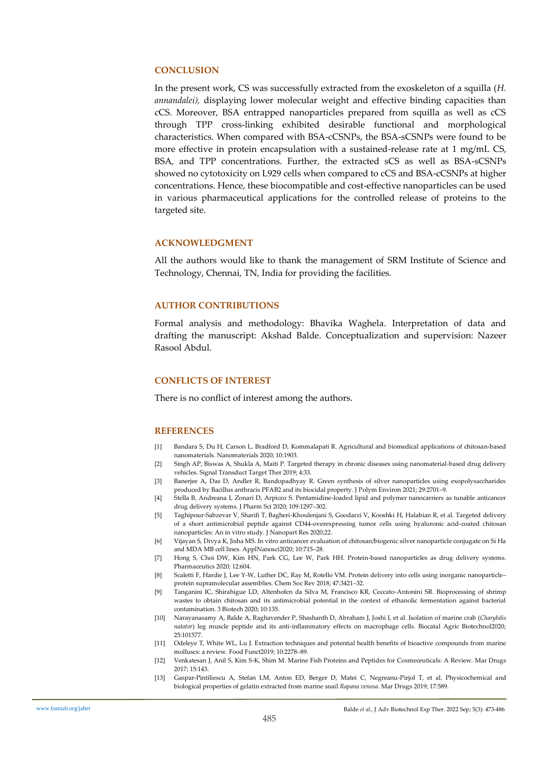## CONCLUSION

In the present work, CS was successfully extracted from the exoskeleton of a squilla (*H. annandalei)*, displaying lower molecular weight and effective binding capacities than cCS. Moreover, BSA entrapped nanoparticles prepared from squilla as well as cCS through TPP cross-linking exhibited desirable functional and morphological characteristics. When compared with BSA-cCSNPs, the BSA-sCSNPs were found to be more effective in protein encapsulation with a sustained-release rate at 1 mg/mL CS, BSA, and TPP concentrations. Further, the extracted sCS as well as BSA-sCSNPs showed no cytotoxicity on L929 cells when compared to cCS and BSA-cCSNPs at higher concentrations. Hence, these biocompatible and cost-effective nanoparticles can be used in various pharmaceutical applications for the controlled release of proteins to the targeted site.

## ACKNOWLEDGMENT

All the authors would like to thank the management of SRM Institute of Science and Technology, Chennai, TN, India for providing the facilities.

## AUTHOR CONTRIBUTIONS

Formal analysis and methodology: Bhavika Waghela. Interpretation of data and drafting the manuscript: Akshad Balde. Conceptualization and supervision: Nazeer Rasool Abdul.

## CONFLICTS OF INTEREST

There is no conflict of interest among the authors.

## REFERENCES

[1] Bandara S, Du H, Carson L, Bradford D, Kommalapati R. Agricultural and biomedical applications of chitosan-based nanomaterials. Nanomaterials 2020; 10:1903.

[2] Singh AP, Biswas A, Shukla A, Maiti P. Targeted therapy in chronic diseases using nanomaterial-based drug delivery vehicles. Signal Transduct Target Ther 2019; 4:33.

[3] Banerjee A, Das D, Andler R, Bandopadhyay R. Green synthesis of silver nanoparticles using exopolysaccharides produced by Bacillus anthracis PFAB2 and its biocidal property. J Polym Environ 2021; 29:2701–9.

[4] Stella B, Andreana I, Zonari D, Arpicco S. Pentamidine-loaded lipid and polymer nanocarriers as tunable anticancer drug delivery systems. J Pharm Sci 2020; 109:1297–302.

[5] Taghipour-Sabzevar V, Sharifi T, Bagheri-Khoulenjani S, Goodarzi V, Kooshki H, Halabian R, et al. Targeted delivery of a short antimicrobial peptide against CD44-overexpressing tumor cells using hyaluronic acid-coated chitosan nanoparticles: An in vitro study. J Nanopart Res 2020;22.

[6] Vijayan S, Divya K, Jisha MS. In vitro anticancer evaluation of chitosan/biogenic silver nanoparticle conjugate on Si Ha and MDA MB cell lines. ApplNanosci2020; 10:715–28.

[7] Hong S, Choi DW, Kim HN, Park CG, Lee W, Park HH. Protein-based nanoparticles as drug delivery systems. Pharmaceutics 2020; 12:604.

[8] Scaletti F, Hardie J, Lee Y-W, Luther DC, Ray M, Rotello VM. Protein delivery into cells using inorganic nanoparticle–protein supramolecular assemblies. Chem Soc Rev 2018; 47:3421–32.

[9] Tanganini IC, Shirahigue LD, Altenhofen da Silva M, Francisco KR, Ceccato-Antonini SR. Bioprocessing of shrimp wastes to obtain chitosan and its antimicrobial potential in the context of ethanolic fermentation against bacterial contamination. 3 Biotech 2020; 10:135.

[10] Narayanasamy A, Balde A, Raghavender P, Shashanth D, Abraham J, Joshi I, et al. Isolation of marine crab (*Charybdis natator*) leg muscle peptide and its anti-inflammatory effects on macrophage cells. Biocatal Agric Biotechnol2020; 25:101577.

[11] Odeleye T, White WL, Lu J. Extraction techniques and potential health benefits of bioactive compounds from marine molluscs: a review. Food Funct2019; 10:2278–89.

[12] Venkatesan J, Anil S, Kim S-K, Shim M. Marine Fish Proteins and Peptides for Cosmeceuticals: A Review. Mar Drugs 2017; 15:143.

[13] Gaspar-Pintiliescu A, Stefan LM, Anton ED, Berger D, Matei C, Negreanu-Pirjol T, et al. Physicochemical and biological properties of gelatin extracted from marine snail *Rapana venosa*. Mar Drugs 2019; 17:589.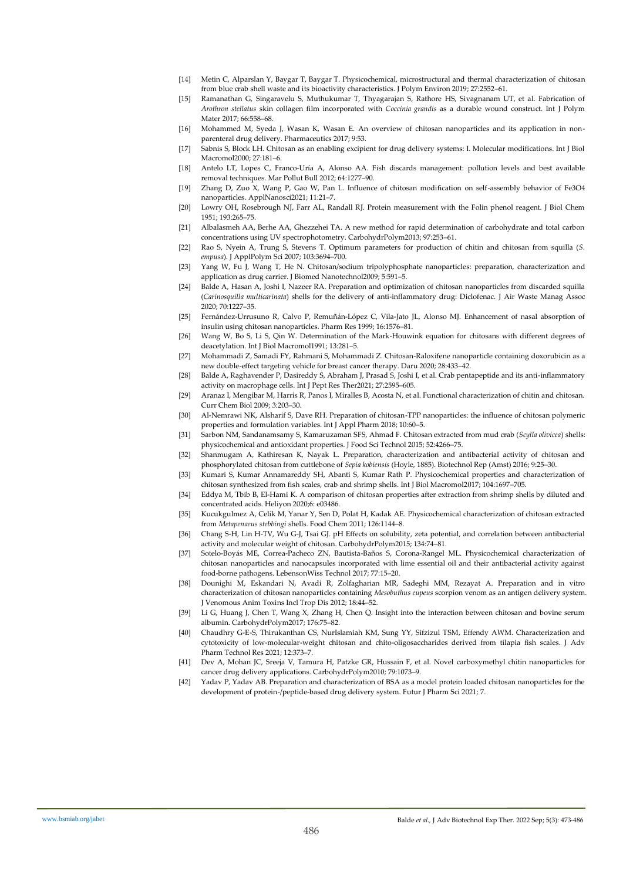[14] Metin C, Alparslan Y, Baygar T, Baygar T. Physicochemical, microstructural and thermal characterization of chitosan from blue crab shell waste and its bioactivity characteristics. J Polym Environ 2019; 27:2552–61.

[15] Ramanathan G, Singaravelu S, Muthukumar T, Thyagarajan S, Rathore HS, Sivagnanam UT, et al. Fabrication of *Arothron stellatus* skin collagen film incorporated with *Coccinia grandis* as a durable wound construct. Int J Polym Mater 2017; 66:558–68.

[16] Mohammed M, Syeda J, Wasan K, Wasan E. An overview of chitosan nanoparticles and its application in non-parenteral drug delivery. Pharmaceutics 2017; 9:53.

[17] Sabnis S, Block LH. Chitosan as an enabling excipient for drug delivery systems: I. Molecular modifications. Int J Biol Macromol2000; 27:181–6.

[18] Antelo LT, Lopes C, Franco-Uría A, Alonso AA. Fish discards management: pollution levels and best available removal techniques. Mar Pollut Bull 2012; 64:1277–90.

[19] Zhang D, Zuo X, Wang P, Gao W, Pan L. Influence of chitosan modification on self-assembly behavior of Fe3O4 nanoparticles. ApplNanosci2021; 11:21–7.

[20] Lowry OH, Rosebrough NJ, Farr AL, Randall RJ. Protein measurement with the Folin phenol reagent. J Biol Chem 1951; 193:265–75.

[21] Albalasmeh AA, Berhe AA, Ghezzehei TA. A new method for rapid determination of carbohydrate and total carbon concentrations using UV spectrophotometry. CarbohydrPolym2013; 97:253–61.

[22] Rao S, Nyein A, Trung S, Stevens T. Optimum parameters for production of chitin and chitosan from squilla (*S. empusa*). J ApplPolym Sci 2007; 103:3694–700.

[23] Yang W, Fu J, Wang T, He N. Chitosan/sodium tripolyphosphate nanoparticles: preparation, characterization and application as drug carrier. J Biomed Nanotechnol2009; 5:591–5.

[24] Balde A, Hasan A, Joshi I, Nazeer RA. Preparation and optimization of chitosan nanoparticles from discarded squilla (*Carinosquilla multicarinata*) shells for the delivery of anti-inflammatory drug: Diclofenac. J Air Waste Manag Assoc 2020; 70:1227–35.

[25] Fernández-Urrusuno R, Calvo P, Remuñán-López C, Vila-Jato JL, Alonso MJ. Enhancement of nasal absorption of insulin using chitosan nanoparticles. Pharm Res 1999; 16:1576–81.

[26] Wang W, Bo S, Li S, Qin W. Determination of the Mark-Houwink equation for chitosans with different degrees of deacetylation. Int J Biol Macromol1991; 13:281–5.

[27] Mohammadi Z, Samadi FY, Rahmani S, Mohammadi Z. Chitosan-Raloxifene nanoparticle containing doxorubicin as a new double-effect targeting vehicle for breast cancer therapy. Daru 2020; 28:433–42.

[28] Balde A, Raghavender P, Dasireddy S, Abraham J, Prasad S, Joshi I, et al. Crab pentapeptide and its anti-inflammatory activity on macrophage cells. Int J Pept Res Ther2021; 27:2595–605.

[29] Aranaz I, Mengibar M, Harris R, Panos I, Miralles B, Acosta N, et al. Functional characterization of chitin and chitosan. Curr Chem Biol 2009; 3:203–30.

[30] Al-Nemrawi NK, Alsharif S, Dave RH. Preparation of chitosan-TPP nanoparticles: the influence of chitosan polymeric properties and formulation variables. Int J Appl Pharm 2018; 10:60–5.

[31] Sarbon NM, Sandanamsamy S, Kamaruzaman SFS, Ahmad F. Chitosan extracted from mud crab (*Scylla olivicea*) shells: physicochemical and antioxidant properties. J Food Sci Technol 2015; 52:4266–75.

[32] Shanmugam A, Kathiresan K, Nayak L. Preparation, characterization and antibacterial activity of chitosan and phosphorylated chitosan from cuttlebone of *Sepia kobiensis* (Hoyle, 1885). Biotechnol Rep (Amst) 2016; 9:25–30.

[33] Kumari S, Kumar Annamareddy SH, Abanti S, Kumar Rath P. Physicochemical properties and characterization of chitosan synthesized from fish scales, crab and shrimp shells. Int J Biol Macromol2017; 104:1697–705.

[34] Eddya M, Tbib B, El-Hami K. A comparison of chitosan properties after extraction from shrimp shells by diluted and concentrated acids. Heliyon 2020;6: e03486.

[35] Kucukgulmez A, Celik M, Yanar Y, Sen D, Polat H, Kadak AE. Physicochemical characterization of chitosan extracted from *Metapenaeus stebbingi* shells. Food Chem 2011; 126:1144–8.

[36] Chang S-H, Lin H-TV, Wu G-J, Tsai GJ. pH Effects on solubility, zeta potential, and correlation between antibacterial activity and molecular weight of chitosan. CarbohydrPolym2015; 134:74–81.

[37] Sotelo-Boyás ME, Correa-Pacheco ZN, Bautista-Baños S, Corona-Rangel ML. Physicochemical characterization of chitosan nanoparticles and nanocapsules incorporated with lime essential oil and their antibacterial activity against food-borne pathogens. LebensonWiss Technol 2017; 77:15–20.

[38] Dounighi M, Eskandari N, Avadi R, Zolfagharian MR, Sadeghi MM, Rezayat A. Preparation and in vitro characterization of chitosan nanoparticles containing *Mesobuthus eupeus* scorpion venom as an antigen delivery system. J Venomous Anim Toxins Incl Trop Dis 2012; 18:44–52.

[39] Li G, Huang J, Chen T, Wang X, Zhang H, Chen Q. Insight into the interaction between chitosan and bovine serum albumin. CarbohydrPolym2017; 176:75–82.

[40] Chaudhry G-E-S, Thirukanthan CS, NurIslamiah KM, Sung YY, Sifzizul TSM, Effendy AWM. Characterization and cytotoxicity of low-molecular-weight chitosan and chito-oligosaccharides derived from tilapia fish scales. J Adv Pharm Technol Res 2021; 12:373–7.

[41] Dev A, Mohan JC, Sreeja V, Tamura H, Patzke GR, Hussain F, et al. Novel carboxymethyl chitin nanoparticles for cancer drug delivery applications. CarbohydrPolym2010; 79:1073–9.

[42] Yadav P, Yadav AB. Preparation and characterization of BSA as a model protein loaded chitosan nanoparticles for the development of protein-/peptide-based drug delivery system. Futur J Pharm Sci 2021; 7.